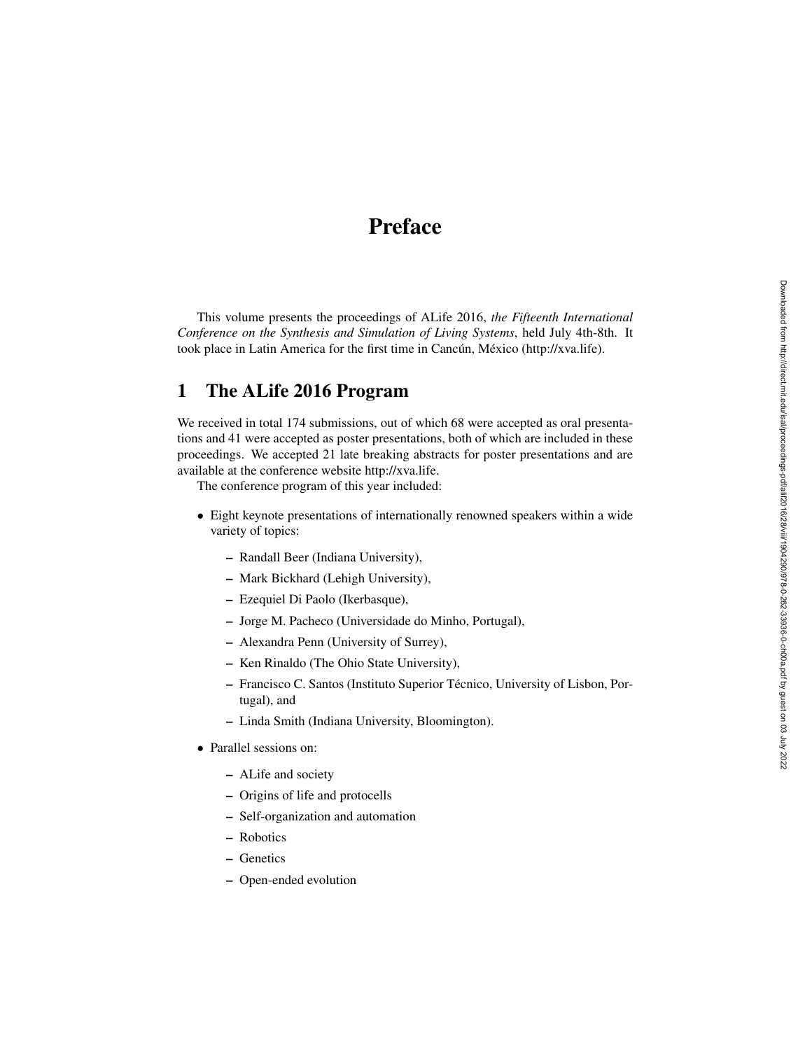# Preface

This volume presents the proceedings of ALife 2016, *the Fifteenth International Conference on the Synthesis and Simulation of Living Systems*, held July 4th-8th. It took place in Latin America for the first time in Cancún, México (http://xva.life).

## 1 The ALife 2016 Program

We received in total 174 submissions, out of which 68 were accepted as oral presentations and 41 were accepted as poster presentations, both of which are included in these proceedings. We accepted 21 late breaking abstracts for poster presentations and are available at the conference website http://xva.life.

The conference program of this year included:

- Eight keynote presentations of internationally renowned speakers within a wide variety of topics:
  - Randall Beer (Indiana University),
  - Mark Bickhard (Lehigh University),
  - Ezequiel Di Paolo (Ikerbasque),
  - Jorge M. Pacheco (Universidade do Minho, Portugal),
  - Alexandra Penn (University of Surrey),
  - Ken Rinaldo (The Ohio State University),
  - Francisco C. Santos (Instituto Superior Técnico, University of Lisbon, Portugal), and
  - Linda Smith (Indiana University, Bloomington).
- Parallel sessions on:
  - ALife and society
  - Origins of life and protocells
  - Self-organization and automation
  - Robotics
  - Genetics
  - Open-ended evolution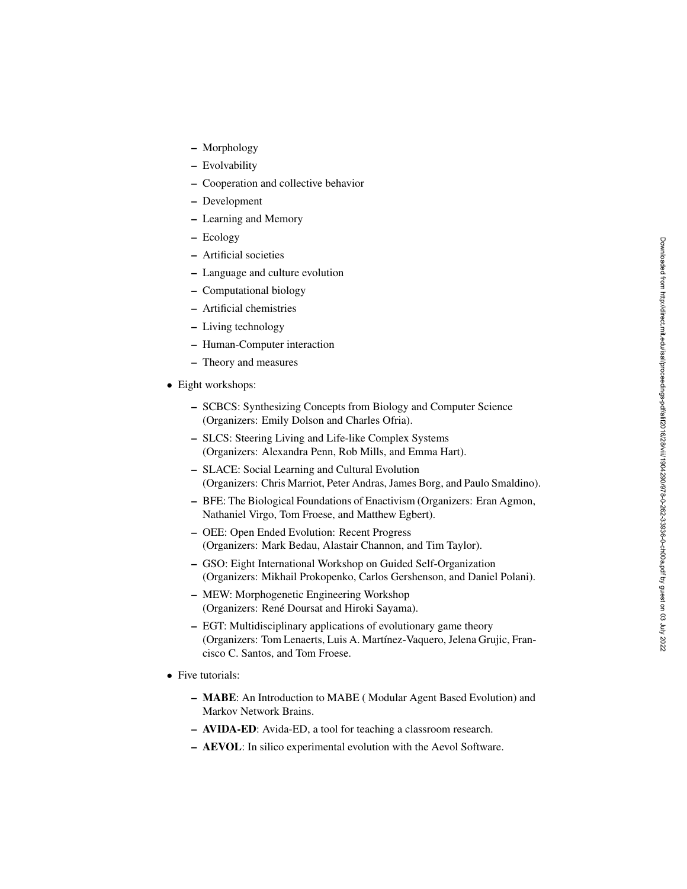- Morphology
  - Evolvability
  - Cooperation and collective behavior
  - Development
  - Learning and Memory
  - Ecology
  - Artificial societies
  - Language and culture evolution
  - Computational biology
  - Artificial chemistries
  - Living technology
  - Human-Computer interaction
  - Theory and measures

- Eight workshops:
  - SCBCS: Synthesizing Concepts from Biology and Computer Science (Organizers: Emily Dolson and Charles Ofria).
  - SLCS: Steering Living and Life-like Complex Systems (Organizers: Alexandra Penn, Rob Mills, and Emma Hart).
  - SLACE: Social Learning and Cultural Evolution (Organizers: Chris Marriot, Peter Andras, James Borg, and Paulo Smaldino).
  - BFE: The Biological Foundations of Enactivism (Organizers: Eran Agmon, Nathaniel Virgo, Tom Froese, and Matthew Egbert).
  - OEE: Open Ended Evolution: Recent Progress (Organizers: Mark Bedau, Alastair Channon, and Tim Taylor).
  - GSO: Eight International Workshop on Guided Self-Organization (Organizers: Mikhail Prokopenko, Carlos Gershenson, and Daniel Polani).
  - MEW: Morphogenetic Engineering Workshop (Organizers: René Doursat and Hiroki Sayama).
  - EGT: Multidisciplinary applications of evolutionary game theory (Organizers: Tom Lenaerts, Luis A. Martínez-Vaquero, Jelena Grujic, Francisco C. Santos, and Tom Froese.

- Five tutorials:
  - **MABE**: An Introduction to MABE ( Modular Agent Based Evolution) and Markov Network Brains.
  - **AVIDA-ED**: Avida-ED, a tool for teaching a classroom research.
  - **AEVOL**: In silico experimental evolution with the Aevol Software.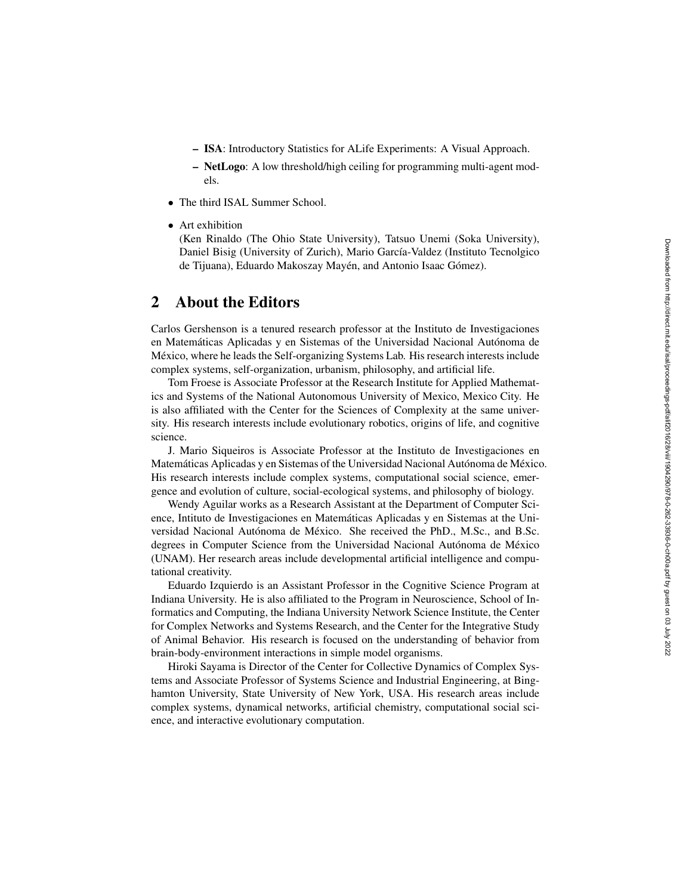- **ISA**: Introductory Statistics for ALife Experiments: A Visual Approach.
  - **NetLogo**: A low threshold/high ceiling for programming multi-agent models.
- The third ISAL Summer School.
- Art exhibition
  (Ken Rinaldo (The Ohio State University), Tatsuo Unemi (Soka University), Daniel Bisig (University of Zurich), Mario García-Valdez (Instituto Tecnolgico de Tijuana), Eduardo Makoszay Mayén, and Antonio Isaac Gómez).

## 2 About the Editors

Carlos Gershenson is a tenured research professor at the Instituto de Investigaciones en Matemáticas Aplicadas y en Sistemas of the Universidad Nacional Autónoma de México, where he leads the Self-organizing Systems Lab. His research interests include complex systems, self-organization, urbanism, philosophy, and artificial life.

Tom Froese is Associate Professor at the Research Institute for Applied Mathematics and Systems of the National Autonomous University of Mexico, Mexico City. He is also affiliated with the Center for the Sciences of Complexity at the same university. His research interests include evolutionary robotics, origins of life, and cognitive science.

J. Mario Siqueiros is Associate Professor at the Instituto de Investigaciones en Matemáticas Aplicadas y en Sistemas of the Universidad Nacional Autónoma de México. His research interests include complex systems, computational social science, emergence and evolution of culture, social-ecological systems, and philosophy of biology.

Wendy Aguilar works as a Research Assistant at the Department of Computer Science, Intituto de Investigaciones en Matemáticas Aplicadas y en Sistemas at the Universidad Nacional Autónoma de México. She received the PhD., M.Sc., and B.Sc. degrees in Computer Science from the Universidad Nacional Autónoma de México (UNAM). Her research areas include developmental artificial intelligence and computational creativity.

Eduardo Izquierdo is an Assistant Professor in the Cognitive Science Program at Indiana University. He is also affiliated to the Program in Neuroscience, School of Informatics and Computing, the Indiana University Network Science Institute, the Center for Complex Networks and Systems Research, and the Center for the Integrative Study of Animal Behavior. His research is focused on the understanding of behavior from brain-body-environment interactions in simple model organisms.

Hiroki Sayama is Director of the Center for Collective Dynamics of Complex Systems and Associate Professor of Systems Science and Industrial Engineering, at Binghamton University, State University of New York, USA. His research areas include complex systems, dynamical networks, artificial chemistry, computational social science, and interactive evolutionary computation.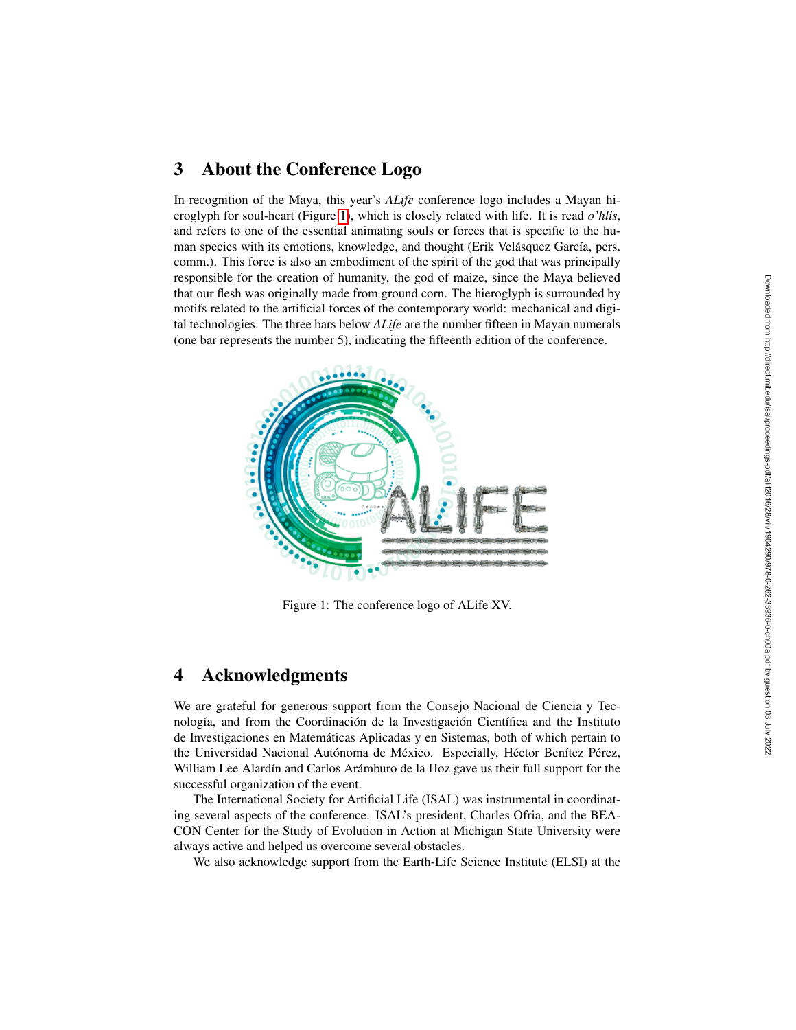## 3 About the Conference Logo

In recognition of the Maya, this year's *ALife* conference logo includes a Mayan hieroglyph for soul-heart (Figure 1), which is closely related with life. It is read *o'hlis*, and refers to one of the essential animating souls or forces that is specific to the human species with its emotions, knowledge, and thought (Erik Velásquez García, pers. comm.). This force is also an embodiment of the spirit of the god that was principally responsible for the creation of humanity, the god of maize, since the Maya believed that our flesh was originally made from ground corn. The hieroglyph is surrounded by motifs related to the artificial forces of the contemporary world: mechanical and digital technologies. The three bars below *ALife* are the number fifteen in Mayan numerals (one bar represents the number 5), indicating the fifteenth edition of the conference.

Figure 1: The conference logo of ALife XV.

## 4 Acknowledgments

We are grateful for generous support from the Consejo Nacional de Ciencia y Tecnología, and from the Coordinación de la Investigación Científica and the Instituto de Investigaciones en Matemáticas Aplicadas y en Sistemas, both of which pertain to the Universidad Nacional Autónoma de México. Especially, Héctor Benítez Pérez, William Lee Alardín and Carlos Arámburo de la Hoz gave us their full support for the successful organization of the event.

The International Society for Artificial Life (ISAL) was instrumental in coordinating several aspects of the conference. ISAL's president, Charles Ofria, and the BEACON Center for the Study of Evolution in Action at Michigan State University were always active and helped us overcome several obstacles.

We also acknowledge support from the Earth-Life Science Institute (ELSI) at the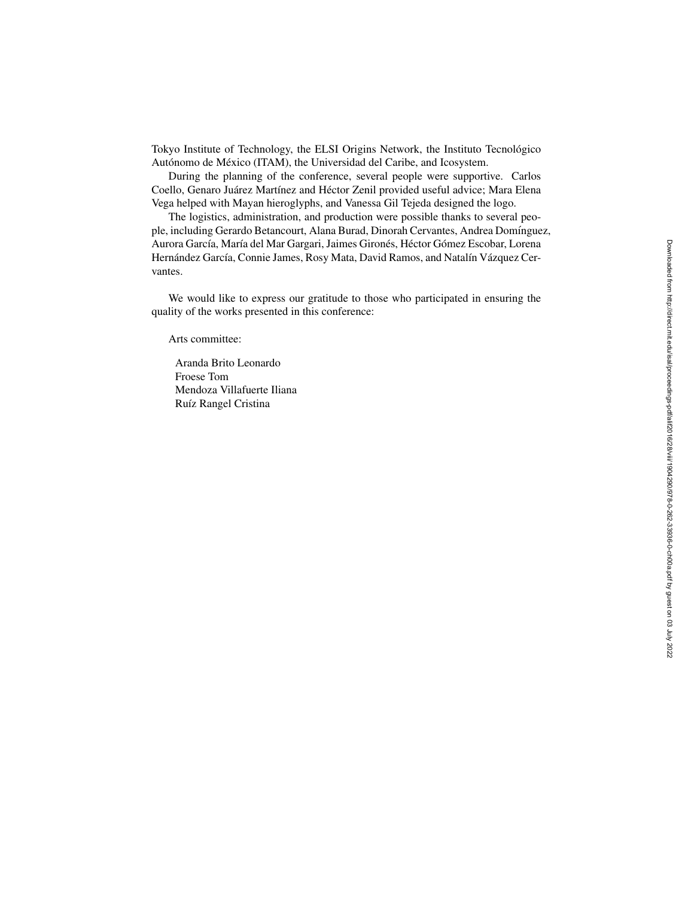Tokyo Institute of Technology, the ELSI Origins Network, the Instituto Tecnológico Autónomo de México (ITAM), the Universidad del Caribe, and Icosystem.

During the planning of the conference, several people were supportive. Carlos Coello, Genaro Juárez Martínez and Héctor Zenil provided useful advice; Mara Elena Vega helped with Mayan hieroglyphs, and Vanessa Gil Tejeda designed the logo.

The logistics, administration, and production were possible thanks to several people, including Gerardo Betancourt, Alana Burad, Dinorah Cervantes, Andrea Domínguez, Aurora García, María del Mar Gargari, Jaimes Gironés, Héctor Gómez Escobar, Lorena Hernández García, Connie James, Rosy Mata, David Ramos, and Natalín Vázquez Cervantes.

We would like to express our gratitude to those who participated in ensuring the quality of the works presented in this conference:

Arts committee:

Aranda Brito Leonardo
Froese Tom
Mendoza Villafuerte Iliana
Ruíz Rangel Cristina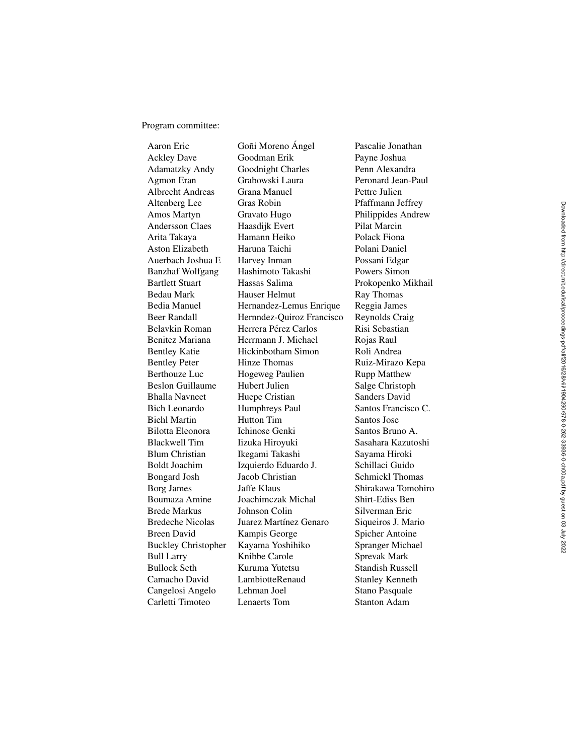Program committee:

Aaron Eric
Ackley Dave
Adamatzky Andy
Agmon Eran
Albrecht Andreas
Altenberg Lee
Amos Martyn
Andersson Claes
Arita Takaya
Aston Elizabeth
Auerbach Joshua E
Banzhaf Wolfgang
Bartlett Stuart
Bedau Mark
Bedia Manuel
Beer Randall
Belavkin Roman
Benitez Mariana
Bentley Katie
Bentley Peter
Berthouze Luc
Beslon Guillaume
Bhalla Navneet
Bich Leonardo
Biehl Martin
Bilotta Eleonora
Blackwell Tim
Blum Christian
Boldt Joachim
Bongard Josh
Borg James
Boumaza Amine
Brede Markus
Bredeche Nicolas
Breen David
Buckley Christopher
Bull Larry
Bullock Seth
Camacho David
Cangelosi Angelo
Carletti Timoteo
Goñi Moreno Ángel
Goodman Erik
Goodnight Charles
Grabowski Laura
Grana Manuel
Gras Robin
Gravato Hugo
Haasdijk Evert
Hamann Heiko
Haruna Taichi
Harvey Inman
Hashimoto Takashi
Hassas Salima
Hauser Helmut
Hernandez-Lemus Enrique
Hernndez-Quiroz Francisco
Herrera Pérez Carlos
Herrmann J. Michael
Hickinbotham Simon
Hinze Thomas
Hogeweg Paulien
Hubert Julien
Huepe Cristian
Humphreys Paul
Hutton Tim
Ichinose Genki
Iizuka Hiroyuki
Ikegami Takashi
Izquierdo Eduardo J.
Jacob Christian
Jaffe Klaus
Joachimczak Michal
Johnson Colin
Juarez Martínez Genaro
Kampis George
Kayama Yoshihiko
Knibbe Carole
Kuruma Yutetsu
LambiotteRenaud
Lehman Joel
Lenaerts Tom
Pascalie Jonathan
Payne Joshua
Penn Alexandra
Peronard Jean-Paul
Pettre Julien
Pfaffmann Jeffrey
Philippides Andrew
Pilat Marcin
Polack Fiona
Polani Daniel
Possani Edgar
Powers Simon
Prokopenko Mikhail
Ray Thomas
Reggia James
Reynolds Craig
Risi Sebastian
Rojas Raul
Roli Andrea
Ruiz-Mirazo Kepa
Rupp Matthew
Salge Christoph
Sanders David
Santos Francisco C.
Santos Jose
Santos Bruno A.
Sasahara Kazutoshi
Sayama Hiroki
Schillaci Guido
Schmickl Thomas
Shirakawa Tomohiro
Shirt-Ediss Ben
Silverman Eric
Siqueiros J. Mario
Spicher Antoine
Spranger Michael
Sprevak Mark
Standish Russell
Stanley Kenneth
Stano Pasquale
Stanton Adam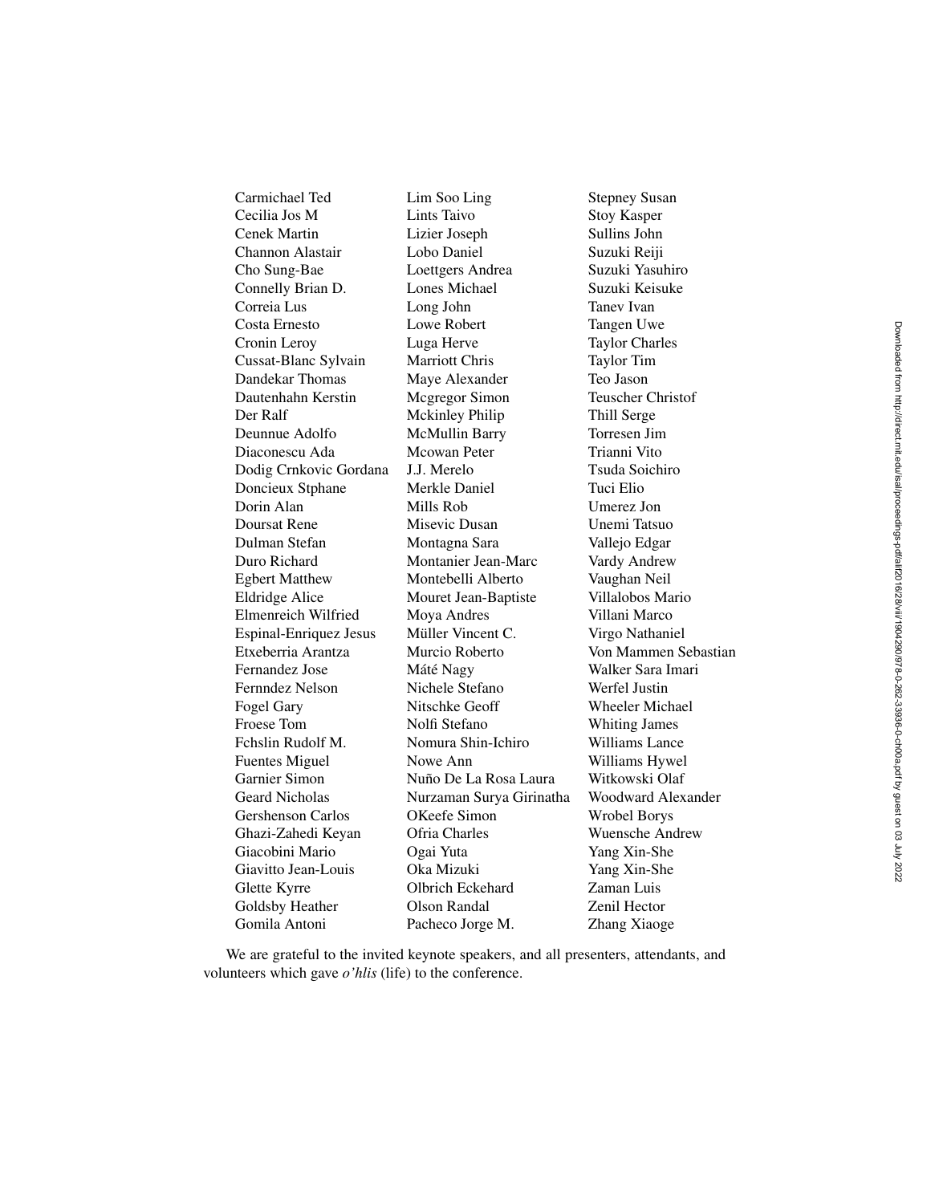Carmichael Ted
Cecilia Jos M
Cenek Martin
Channon Alastair
Cho Sung-Bae
Connelly Brian D.
Correia Lus
Costa Ernesto
Cronin Leroy
Cussat-Blanc Sylvain
Dandekar Thomas
Dautenhahn Kerstin
Der Ralf
Deunnue Adolfo
Diaconescu Ada
Dodig Crnkovic Gordana
Doncieux Stphane
Dorin Alan
Doursat Rene
Dulman Stefan
Duro Richard
Egbert Matthew
Eldridge Alice
Elmenreich Wilfried
Espinal-Enriquez Jesus
Etxeberria Arantza
Fernandez Jose
Fernndez Nelson
Fogel Gary
Froese Tom
Fchslin Rudolf M.
Fuentes Miguel
Garnier Simon
Geard Nicholas
Gershenson Carlos
Ghazi-Zahedi Keyan
Giacobini Mario
Giavitto Jean-Louis
Glette Kyrre
Goldsby Heather
Gomila Antoni
Lim Soo Ling
Lints Taivo
Lizier Joseph
Lobo Daniel
Loettgers Andrea
Lones Michael
Long John
Lowe Robert
Luga Herve
Marriott Chris
Maye Alexander
Mcgregor Simon
Mckinley Philip
McMullin Barry
Mcowan Peter
J.J. Merelo
Merkle Daniel
Mills Rob
Misevic Dusan
Montagna Sara
Montanier Jean-Marc
Montebelli Alberto
Mouret Jean-Baptiste
Moya Andres
Müller Vincent C.
Murcio Roberto
Máté Nagy
Nichele Stefano
Nitschke Geoff
Nolfi Stefano
Nomura Shin-Ichiro
Nowe Ann
Nuño De La Rosa Laura
Nurzaman Surya Girinatha
OKeefe Simon
Ofria Charles
Ogai Yuta
Oka Mizuki
Olbrich Eckehard
Olson Randal
Pacheco Jorge M.
Stepney Susan
Stoy Kasper
Sullins John
Suzuki Reiji
Suzuki Yasuhiro
Suzuki Keisuke
Tanev Ivan
Tangen Uwe
Taylor Charles
Taylor Tim
Teo Jason
Teuscher Christof
Thill Serge
Torresen Jim
Trianni Vito
Tsuda Soichiro
Tuci Elio
Umerez Jon
Unemi Tatsuo
Vallejo Edgar
Vardy Andrew
Vaughan Neil
Villalobos Mario
Villani Marco
Virgo Nathaniel
Von Mammen Sebastian
Walker Sara Imari
Werfel Justin
Wheeler Michael
Whiting James
Williams Lance
Williams Hywel
Witkowski Olaf
Woodward Alexander
Wrobel Borys
Wuensche Andrew
Yang Xin-She
Yang Xin-She
Zaman Luis
Zenil Hector
Zhang Xiaoge

We are grateful to the invited keynote speakers, and all presenters, attendants, and volunteers which gave *o'hlis* (life) to the conference.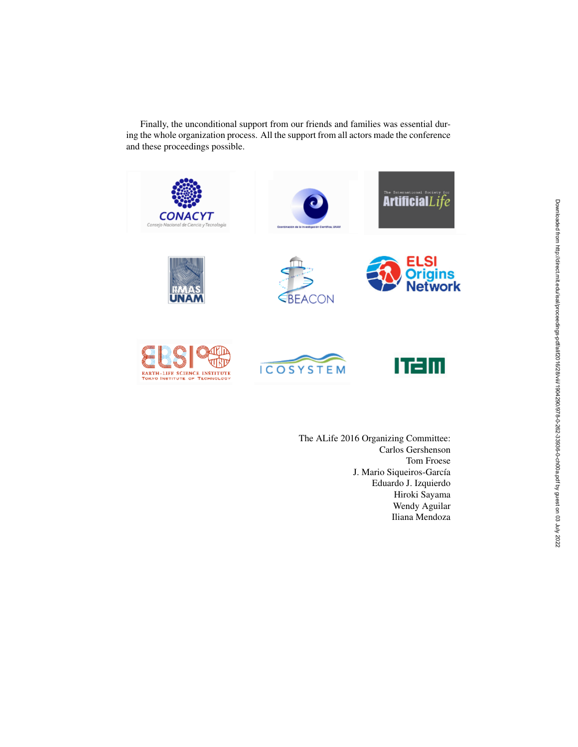Finally, the unconditional support from our friends and families was essential during the whole organization process. All the support from all actors made the conference and these proceedings possible.

The ALife 2016 Organizing Committee:  
Carlos Gershenson  
Tom Froese  
J. Mario Siqueiros-García  
Eduardo J. Izquierdo  
Hiroki Sayama  
Wendy Aguilar  
Iliana Mendoza